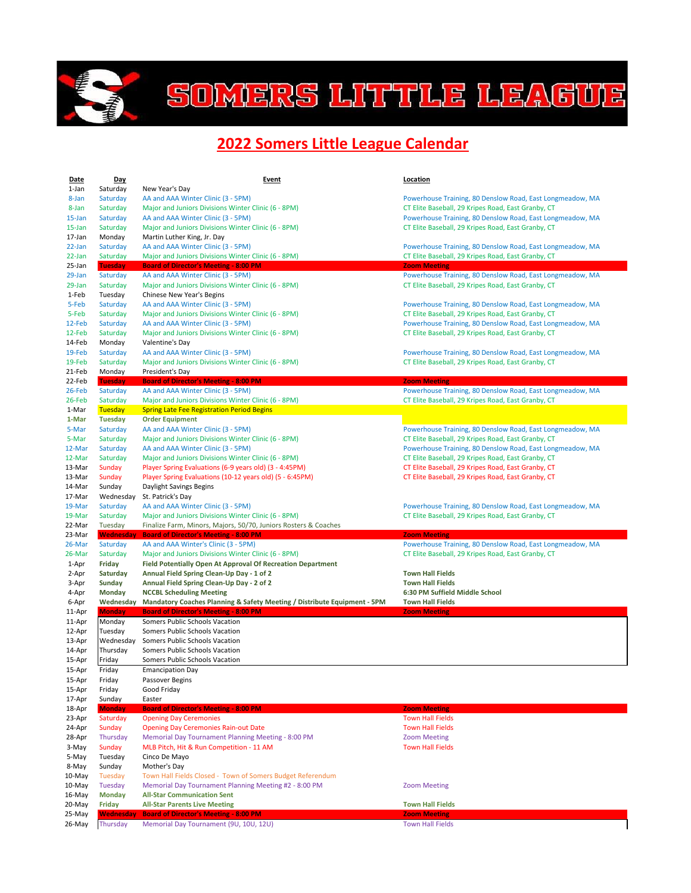# SOMERS LITTLE LEAGUE

## 2022 Somers Little League Calendar

| Date | Day | Event | Location |
|---|---|---|---|
| 1-Jan | Saturday | New Year's Day | |
| 8-Jan | Saturday | AA and AAA Winter Clinic (3 - 5PM) | Powerhouse Training, 80 Denslow Road, East Longmeadow, MA |
| 8-Jan | Saturday | Major and Juniors Divisions Winter Clinic (6 - 8PM) | CT Elite Baseball, 29 Kripes Road, East Granby, CT |
| 15-Jan | Saturday | AA and AAA Winter Clinic (3 - 5PM) | Powerhouse Training, 80 Denslow Road, East Longmeadow, MA |
| 15-Jan | Saturday | Major and Juniors Divisions Winter Clinic (6 - 8PM) | CT Elite Baseball, 29 Kripes Road, East Granby, CT |
| 17-Jan | Monday | Martin Luther King, Jr. Day | |
| 22-Jan | Saturday | AA and AAA Winter Clinic (3 - 5PM) | Powerhouse Training, 80 Denslow Road, East Longmeadow, MA |
| 22-Jan | Saturday | Major and Juniors Divisions Winter Clinic (6 - 8PM) | CT Elite Baseball, 29 Kripes Road, East Granby, CT |
| 25-Jan | **Tuesday** | **Board of Director's Meeting - 8:00 PM** | **Zoom Meeting** |
| 29-Jan | Saturday | AA and AAA Winter Clinic (3 - 5PM) | Powerhouse Training, 80 Denslow Road, East Longmeadow, MA |
| 29-Jan | Saturday | Major and Juniors Divisions Winter Clinic (6 - 8PM) | CT Elite Baseball, 29 Kripes Road, East Granby, CT |
| 1-Feb | Tuesday | Chinese New Year's Begins | |
| 5-Feb | Saturday | AA and AAA Winter Clinic (3 - 5PM) | Powerhouse Training, 80 Denslow Road, East Longmeadow, MA |
| 5-Feb | Saturday | Major and Juniors Divisions Winter Clinic (6 - 8PM) | CT Elite Baseball, 29 Kripes Road, East Granby, CT |
| 12-Feb | Saturday | AA and AAA Winter Clinic (3 - 5PM) | Powerhouse Training, 80 Denslow Road, East Longmeadow, MA |
| 12-Feb | Saturday | Major and Juniors Divisions Winter Clinic (6 - 8PM) | CT Elite Baseball, 29 Kripes Road, East Granby, CT |
| 14-Feb | Monday | Valentine's Day | |
| 19-Feb | Saturday | AA and AAA Winter Clinic (3 - 5PM) | Powerhouse Training, 80 Denslow Road, East Longmeadow, MA |
| 19-Feb | Saturday | Major and Juniors Divisions Winter Clinic (6 - 8PM) | CT Elite Baseball, 29 Kripes Road, East Granby, CT |
| 21-Feb | Monday | President's Day | |
| 22-Feb | **Tuesday** | **Board of Director's Meeting - 8:00 PM** | **Zoom Meeting** |
| 26-Feb | Saturday | AA and AAA Winter Clinic (3 - 5PM) | Powerhouse Training, 80 Denslow Road, East Longmeadow, MA |
| 26-Feb | Saturday | Major and Juniors Divisions Winter Clinic (6 - 8PM) | CT Elite Baseball, 29 Kripes Road, East Granby, CT |
| 1-Mar | Tuesday | Spring Late Fee Registration Period Begins | |
| 1-Mar | **Tuesday** | **Order Equipment** | |
| 5-Mar | Saturday | AA and AAA Winter Clinic (3 - 5PM) | Powerhouse Training, 80 Denslow Road, East Longmeadow, MA |
| 5-Mar | Saturday | Major and Juniors Divisions Winter Clinic (6 - 8PM) | CT Elite Baseball, 29 Kripes Road, East Granby, CT |
| 12-Mar | Saturday | AA and AAA Winter Clinic (3 - 5PM) | Powerhouse Training, 80 Denslow Road, East Longmeadow, MA |
| 12-Mar | Saturday | Major and Juniors Divisions Winter Clinic (6 - 8PM) | CT Elite Baseball, 29 Kripes Road, East Granby, CT |
| 13-Mar | Sunday | Player Spring Evaluations (6-9 years old) (3 - 4:45PM) | CT Elite Baseball, 29 Kripes Road, East Granby, CT |
| 13-Mar | Sunday | Player Spring Evaluations (10-12 years old) (5 - 6:45PM) | CT Elite Baseball, 29 Kripes Road, East Granby, CT |
| 14-Mar | Sunday | Daylight Savings Begins | |
| 17-Mar | Wednesday | St. Patrick's Day | |
| 19-Mar | Saturday | AA and AAA Winter Clinic (3 - 5PM) | Powerhouse Training, 80 Denslow Road, East Longmeadow, MA |
| 19-Mar | Saturday | Major and Juniors Divisions Winter Clinic (6 - 8PM) | CT Elite Baseball, 29 Kripes Road, East Granby, CT |
| 22-Mar | Tuesday | Finalize Farm, Minors, Majors, 50/70, Juniors Rosters & Coaches | |
| 23-Mar | **Wednesday** | **Board of Director's Meeting - 8:00 PM** | **Zoom Meeting** |
| 26-Mar | Saturday | AA and AAA Winter's Clinic (3 - 5PM) | Powerhouse Training, 80 Denslow Road, East Longmeadow, MA |
| 26-Mar | Saturday | Major and Juniors Divisions Winter Clinic (6 - 8PM) | CT Elite Baseball, 29 Kripes Road, East Granby, CT |
| 1-Apr | **Friday** | **Field Potentially Open At Approval Of Recreation Department** | |
| 2-Apr | **Saturday** | **Annual Field Spring Clean-Up Day - 1 of 2** | **Town Hall Fields** |
| 3-Apr | **Sunday** | **Annual Field Spring Clean-Up Day - 2 of 2** | **Town Hall Fields** |
| 4-Apr | **Monday** | **NCCBL Scheduling Meeting** | **6:30 PM Suffield Middle School** |
| 6-Apr | **Wednesday** | **Mandatory Coaches Planning & Safety Meeting / Distribute Equipment - 5PM** | **Town Hall Fields** |
| 11-Apr | **Monday** | **Board of Director's Meeting - 8:00 PM** | **Zoom Meeting** |
| 11-Apr | Monday | Somers Public Schools Vacation | |
| 12-Apr | Tuesday | Somers Public Schools Vacation | |
| 13-Apr | Wednesday | Somers Public Schools Vacation | |
| 14-Apr | Thursday | Somers Public Schools Vacation | |
| 15-Apr | Friday | Somers Public Schools Vacation | |
| 15-Apr | Friday | Emancipation Day | |
| 15-Apr | Friday | Passover Begins | |
| 15-Apr | Friday | Good Friday | |
| 17-Apr | Sunday | Easter | |
| 18-Apr | **Monday** | **Board of Director's Meeting - 8:00 PM** | **Zoom Meeting** |
| 23-Apr | Saturday | Opening Day Ceremonies | Town Hall Fields |
| 24-Apr | Sunday | Opening Day Ceremonies Rain-out Date | Town Hall Fields |
| 28-Apr | Thursday | Memorial Day Tournament Planning Meeting - 8:00 PM | Zoom Meeting |
| 3-May | Sunday | MLB Pitch, Hit & Run Competition - 11 AM | Town Hall Fields |
| 5-May | Tuesday | Cinco De Mayo | |
| 8-May | Sunday | Mother's Day | |
| 10-May | Tuesday | Town Hall Fields Closed - Town of Somers Budget Referendum | |
| 10-May | Tuesday | Memorial Day Tournament Planning Meeting #2 - 8:00 PM | Zoom Meeting |
| 16-May | **Monday** | **All-Star Communication Sent** | |
| 20-May | **Friday** | **All-Star Parents Live Meeting** | **Town Hall Fields** |
| 25-May | **Wednesday** | **Board of Director's Meeting - 8:00 PM** | **Zoom Meeting** |
| 26-May | Thursday | Memorial Day Tournament (9U, 10U, 12U) | Town Hall Fields |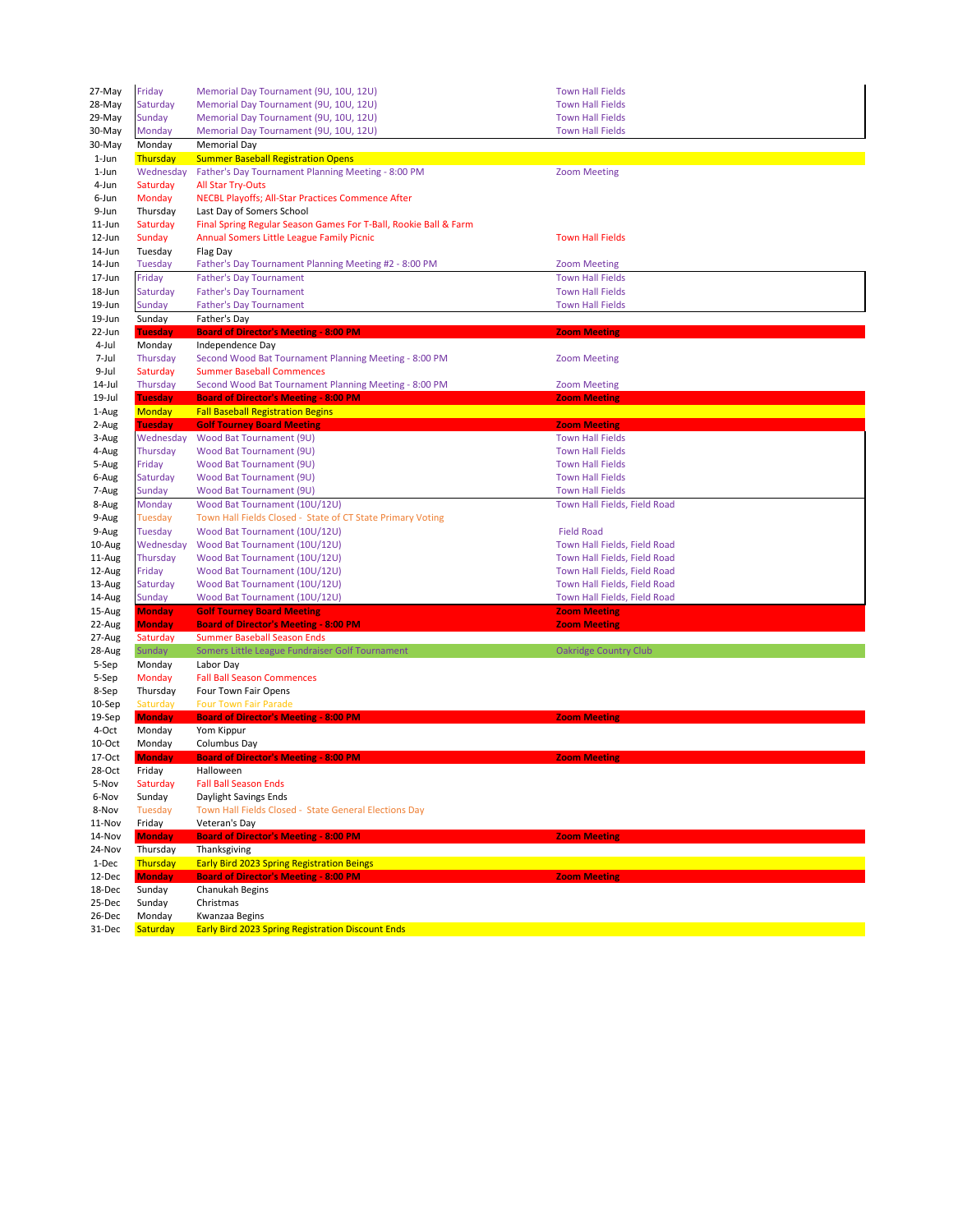| | | | |
|---|---|---|---|
| 27-May | Friday | Memorial Day Tournament (9U, 10U, 12U) | Town Hall Fields |
| 28-May | Saturday | Memorial Day Tournament (9U, 10U, 12U) | Town Hall Fields |
| 29-May | Sunday | Memorial Day Tournament (9U, 10U, 12U) | Town Hall Fields |
| 30-May | Monday | Memorial Day Tournament (9U, 10U, 12U) | Town Hall Fields |
| 30-May | Monday | Memorial Day | |
| 1-Jun | Thursday | Summer Baseball Registration Opens | |
| 1-Jun | Wednesday | Father's Day Tournament Planning Meeting - 8:00 PM | Zoom Meeting |
| 4-Jun | Saturday | All Star Try-Outs | |
| 6-Jun | Monday | NECBL Playoffs; All-Star Practices Commence After | |
| 9-Jun | Thursday | Last Day of Somers School | |
| 11-Jun | Saturday | Final Spring Regular Season Games For T-Ball, Rookie Ball & Farm | |
| 12-Jun | Sunday | Annual Somers Little League Family Picnic | Town Hall Fields |
| 14-Jun | Tuesday | Flag Day | |
| 14-Jun | Tuesday | Father's Day Tournament Planning Meeting #2 - 8:00 PM | Zoom Meeting |
| 17-Jun | Friday | Father's Day Tournament | Town Hall Fields |
| 18-Jun | Saturday | Father's Day Tournament | Town Hall Fields |
| 19-Jun | Sunday | Father's Day Tournament | Town Hall Fields |
| 19-Jun | Sunday | Father's Day | |
| 22-Jun | Tuesday | Board of Director's Meeting - 8:00 PM | Zoom Meeting |
| 4-Jul | Monday | Independence Day | |
| 7-Jul | Thursday | Second Wood Bat Tournament Planning Meeting - 8:00 PM | Zoom Meeting |
| 9-Jul | Saturday | Summer Baseball Commences | |
| 14-Jul | Thursday | Second Wood Bat Tournament Planning Meeting - 8:00 PM | Zoom Meeting |
| 19-Jul | Tuesday | Board of Director's Meeting - 8:00 PM | Zoom Meeting |
| 1-Aug | Monday | Fall Baseball Registration Begins | |
| 2-Aug | Tuesday | Golf Tourney Board Meeting | Zoom Meeting |
| 3-Aug | Wednesday | Wood Bat Tournament (9U) | Town Hall Fields |
| 4-Aug | Thursday | Wood Bat Tournament (9U) | Town Hall Fields |
| 5-Aug | Friday | Wood Bat Tournament (9U) | Town Hall Fields |
| 6-Aug | Saturday | Wood Bat Tournament (9U) | Town Hall Fields |
| 7-Aug | Sunday | Wood Bat Tournament (9U) | Town Hall Fields |
| 8-Aug | Monday | Wood Bat Tournament (10U/12U) | Town Hall Fields, Field Road |
| 9-Aug | Tuesday | Town Hall Fields Closed - State of CT State Primary Voting | |
| 9-Aug | Tuesday | Wood Bat Tournament (10U/12U) | Field Road |
| 10-Aug | Wednesday | Wood Bat Tournament (10U/12U) | Town Hall Fields, Field Road |
| 11-Aug | Thursday | Wood Bat Tournament (10U/12U) | Town Hall Fields, Field Road |
| 12-Aug | Friday | Wood Bat Tournament (10U/12U) | Town Hall Fields, Field Road |
| 13-Aug | Saturday | Wood Bat Tournament (10U/12U) | Town Hall Fields, Field Road |
| 14-Aug | Sunday | Wood Bat Tournament (10U/12U) | Town Hall Fields, Field Road |
| 15-Aug | Monday | Golf Tourney Board Meeting | Zoom Meeting |
| 22-Aug | Monday | Board of Director's Meeting - 8:00 PM | Zoom Meeting |
| 27-Aug | Saturday | Summer Baseball Season Ends | |
| 28-Aug | Sunday | Somers Little League Fundraiser Golf Tournament | Oakridge Country Club |
| 5-Sep | Monday | Labor Day | |
| 5-Sep | Monday | Fall Ball Season Commences | |
| 8-Sep | Thursday | Four Town Fair Opens | |
| 10-Sep | Saturday | Four Town Fair Parade | |
| 19-Sep | Monday | Board of Director's Meeting - 8:00 PM | Zoom Meeting |
| 4-Oct | Monday | Yom Kippur | |
| 10-Oct | Monday | Columbus Day | |
| 17-Oct | Monday | Board of Director's Meeting - 8:00 PM | Zoom Meeting |
| 28-Oct | Friday | Halloween | |
| 5-Nov | Saturday | Fall Ball Season Ends | |
| 6-Nov | Sunday | Daylight Savings Ends | |
| 8-Nov | Tuesday | Town Hall Fields Closed - State General Elections Day | |
| 11-Nov | Friday | Veteran's Day | |
| 14-Nov | Monday | Board of Director's Meeting - 8:00 PM | Zoom Meeting |
| 24-Nov | Thursday | Thanksgiving | |
| 1-Dec | Thursday | Early Bird 2023 Spring Registration Beings | |
| 12-Dec | Monday | Board of Director's Meeting - 8:00 PM | Zoom Meeting |
| 18-Dec | Sunday | Chanukah Begins | |
| 25-Dec | Sunday | Christmas | |
| 26-Dec | Monday | Kwanzaa Begins | |
| 31-Dec | Saturday | Early Bird 2023 Spring Registration Discount Ends | |